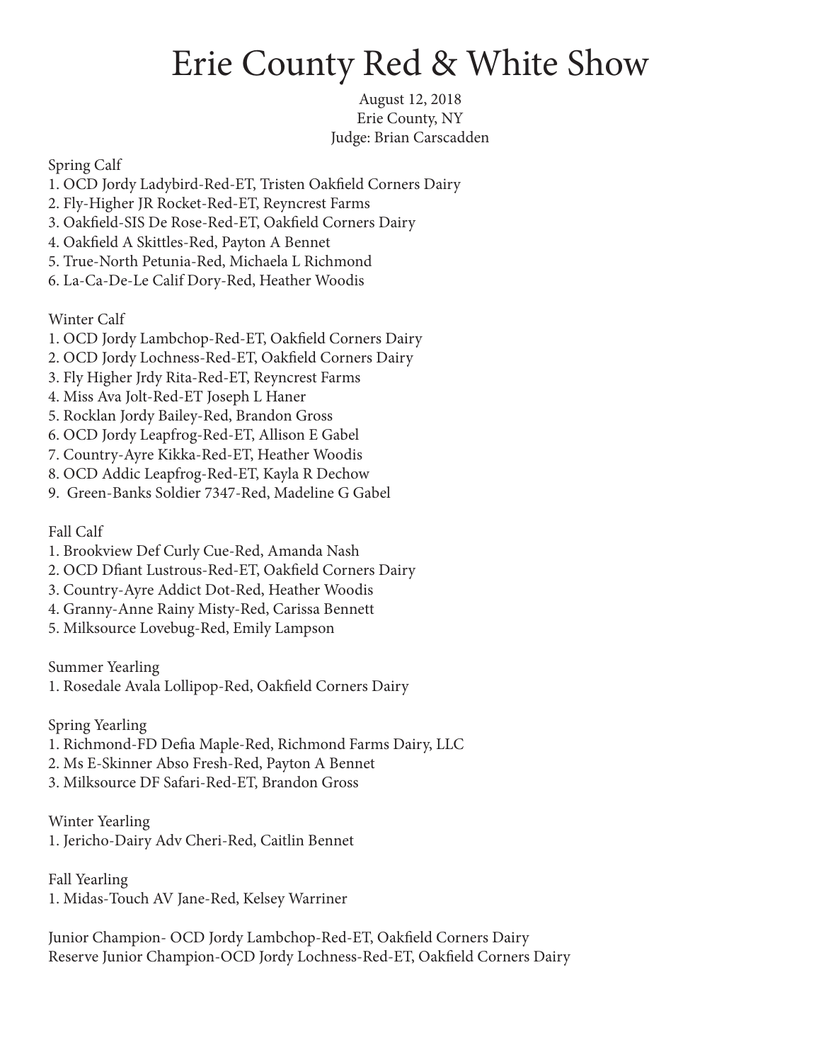# Erie County Red & White Show

August 12, 2018
Erie County, NY
Judge: Brian Carscadden

Spring Calf

1. OCD Jordy Ladybird-Red-ET, Tristen Oakfield Corners Dairy
2. Fly-Higher JR Rocket-Red-ET, Reyncrest Farms
3. Oakfield-SIS De Rose-Red-ET, Oakfield Corners Dairy
4. Oakfield A Skittles-Red, Payton A Bennet
5. True-North Petunia-Red, Michaela L Richmond
6. La-Ca-De-Le Calif Dory-Red, Heather Woodis

Winter Calf

1. OCD Jordy Lambchop-Red-ET, Oakfield Corners Dairy
2. OCD Jordy Lochness-Red-ET, Oakfield Corners Dairy
3. Fly Higher Jrdy Rita-Red-ET, Reyncrest Farms
4. Miss Ava Jolt-Red-ET Joseph L Haner
5. Rocklan Jordy Bailey-Red, Brandon Gross
6. OCD Jordy Leapfrog-Red-ET, Allison E Gabel
7. Country-Ayre Kikka-Red-ET, Heather Woodis
8. OCD Addic Leapfrog-Red-ET, Kayla R Dechow
9. Green-Banks Soldier 7347-Red, Madeline G Gabel

Fall Calf

1. Brookview Def Curly Cue-Red, Amanda Nash
2. OCD Dfiant Lustrous-Red-ET, Oakfield Corners Dairy
3. Country-Ayre Addict Dot-Red, Heather Woodis
4. Granny-Anne Rainy Misty-Red, Carissa Bennett
5. Milksource Lovebug-Red, Emily Lampson

Summer Yearling

1. Rosedale Avala Lollipop-Red, Oakfield Corners Dairy

Spring Yearling

1. Richmond-FD Defia Maple-Red, Richmond Farms Dairy, LLC
2. Ms E-Skinner Abso Fresh-Red, Payton A Bennet
3. Milksource DF Safari-Red-ET, Brandon Gross

Winter Yearling

1. Jericho-Dairy Adv Cheri-Red, Caitlin Bennet

Fall Yearling

1. Midas-Touch AV Jane-Red, Kelsey Warriner

Junior Champion- OCD Jordy Lambchop-Red-ET, Oakfield Corners Dairy
Reserve Junior Champion-OCD Jordy Lochness-Red-ET, Oakfield Corners Dairy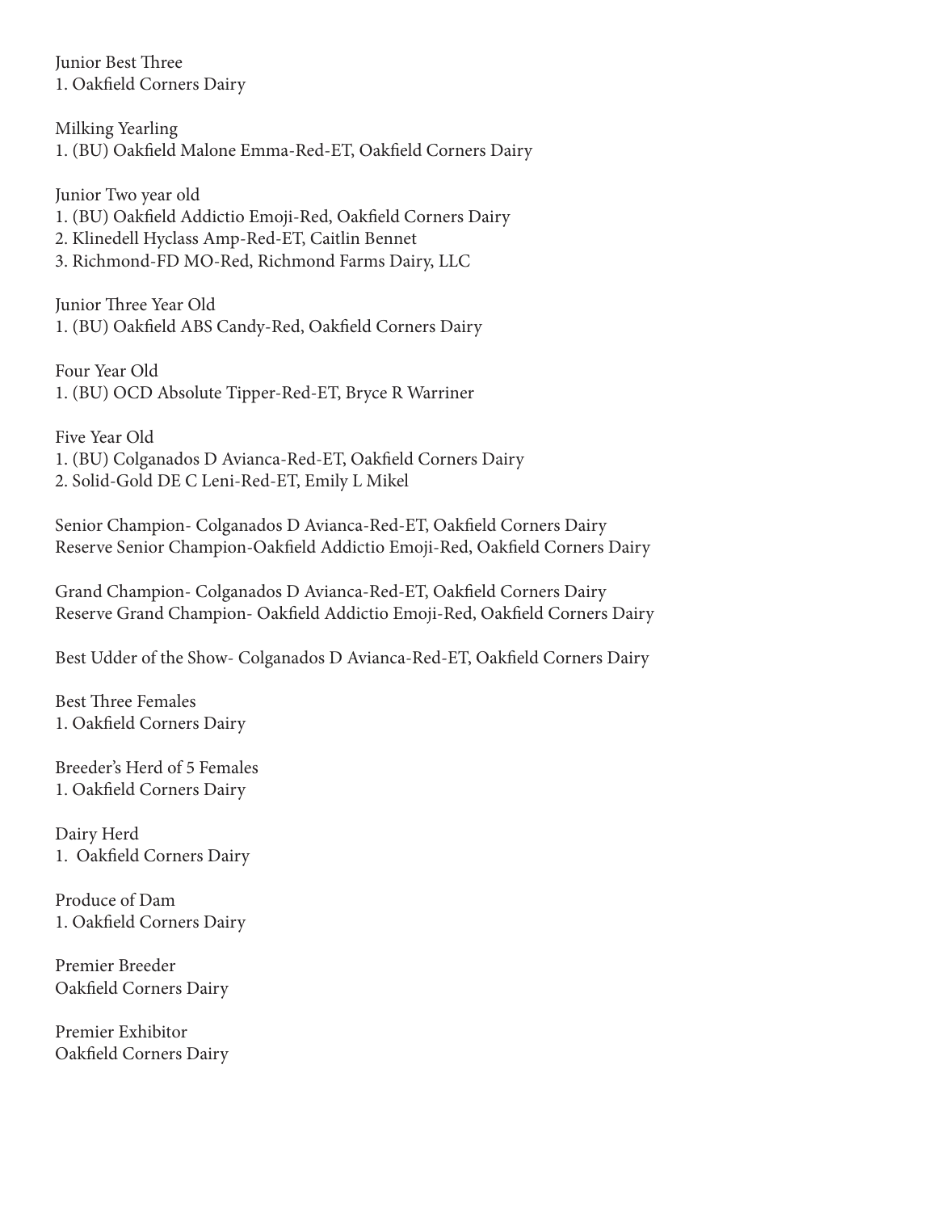Junior Best Three
1. Oakfield Corners Dairy

Milking Yearling
1. (BU) Oakfield Malone Emma-Red-ET, Oakfield Corners Dairy

Junior Two year old
1. (BU) Oakfield Addictio Emoji-Red, Oakfield Corners Dairy
2. Klinedell Hyclass Amp-Red-ET, Caitlin Bennet
3. Richmond-FD MO-Red, Richmond Farms Dairy, LLC

Junior Three Year Old
1. (BU) Oakfield ABS Candy-Red, Oakfield Corners Dairy

Four Year Old
1. (BU) OCD Absolute Tipper-Red-ET, Bryce R Warriner

Five Year Old
1. (BU) Colganados D Avianca-Red-ET, Oakfield Corners Dairy
2. Solid-Gold DE C Leni-Red-ET, Emily L Mikel

Senior Champion- Colganados D Avianca-Red-ET, Oakfield Corners Dairy
Reserve Senior Champion-Oakfield Addictio Emoji-Red, Oakfield Corners Dairy

Grand Champion- Colganados D Avianca-Red-ET, Oakfield Corners Dairy
Reserve Grand Champion- Oakfield Addictio Emoji-Red, Oakfield Corners Dairy

Best Udder of the Show- Colganados D Avianca-Red-ET, Oakfield Corners Dairy

Best Three Females
1. Oakfield Corners Dairy

Breeder's Herd of 5 Females
1. Oakfield Corners Dairy

Dairy Herd
1. Oakfield Corners Dairy

Produce of Dam
1. Oakfield Corners Dairy

Premier Breeder
Oakfield Corners Dairy

Premier Exhibitor
Oakfield Corners Dairy